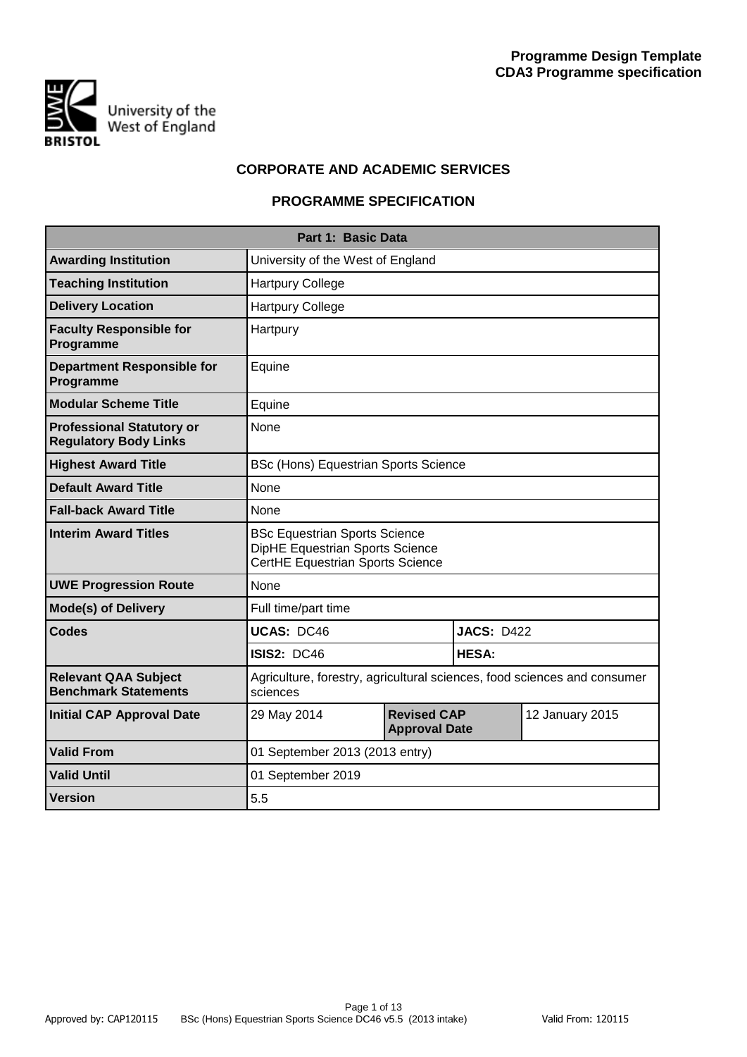**Programme Design Template**
**CDA3 Programme specification**

University of the West of England
BRISTOL

## CORPORATE AND ACADEMIC SERVICES

## PROGRAMME SPECIFICATION

| Part 1: Basic Data | | | |
|---|---|---|---|
| **Awarding Institution** | University of the West of England | | |
| **Teaching Institution** | Hartpury College | | |
| **Delivery Location** | Hartpury College | | |
| **Faculty Responsible for Programme** | Hartpury | | |
| **Department Responsible for Programme** | Equine | | |
| **Modular Scheme Title** | Equine | | |
| **Professional Statutory or Regulatory Body Links** | None | | |
| **Highest Award Title** | BSc (Hons) Equestrian Sports Science | | |
| **Default Award Title** | None | | |
| **Fall-back Award Title** | None | | |
| **Interim Award Titles** | BSc Equestrian Sports Science<br>DipHE Equestrian Sports Science<br>CertHE Equestrian Sports Science | | |
| **UWE Progression Route** | None | | |
| **Mode(s) of Delivery** | Full time/part time | | |
| **Codes** | **UCAS:** DC46 | **JACS:** D422 | |
| | **ISIS2:** DC46 | **HESA:** | |
| **Relevant QAA Subject Benchmark Statements** | Agriculture, forestry, agricultural sciences, food sciences and consumer sciences | | |
| **Initial CAP Approval Date** | 29 May 2014 | **Revised CAP Approval Date** | 12 January 2015 |
| **Valid From** | 01 September 2013 (2013 entry) | | |
| **Valid Until** | 01 September 2019 | | |
| **Version** | 5.5 | | |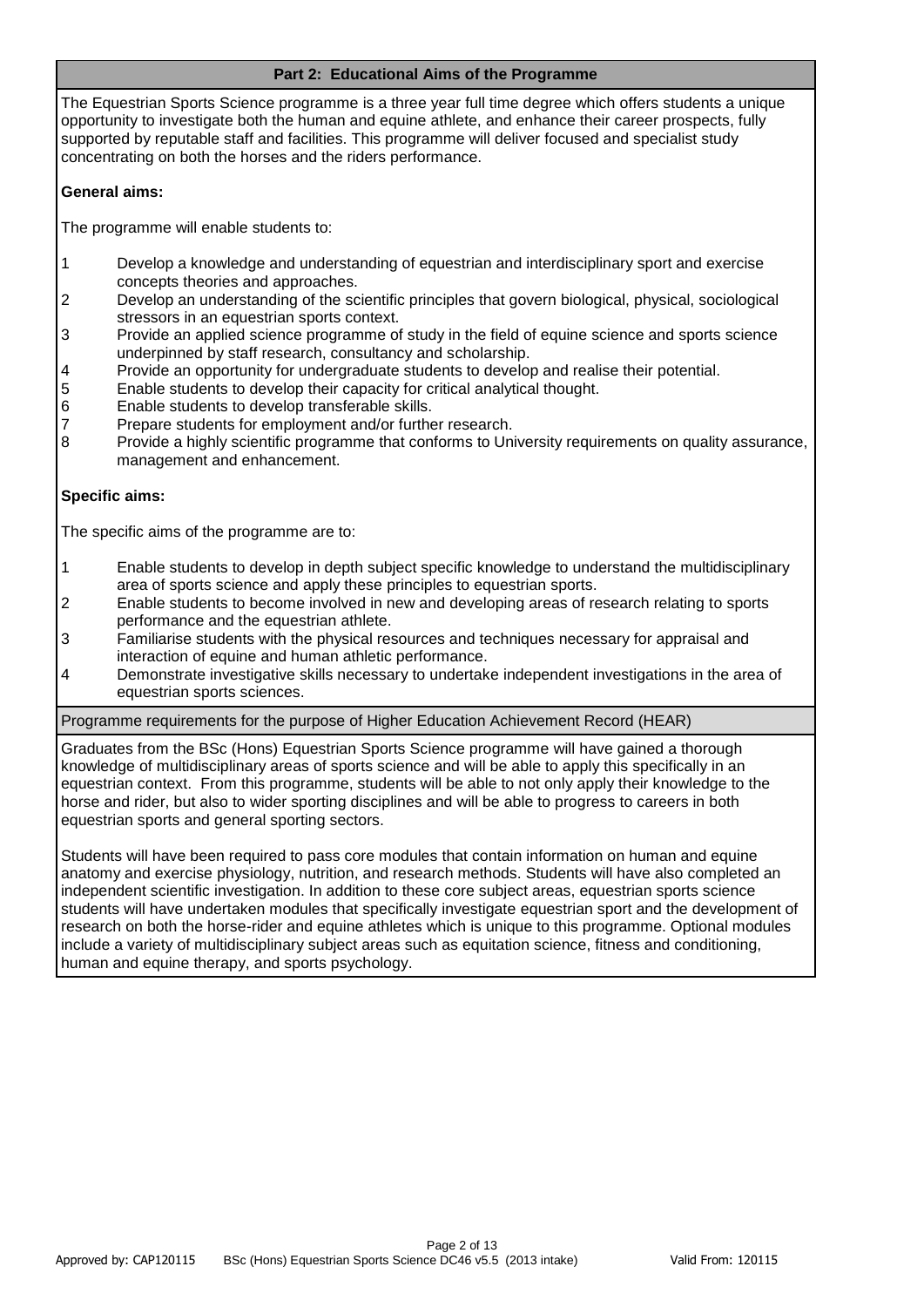## Part 2: Educational Aims of the Programme

The Equestrian Sports Science programme is a three year full time degree which offers students a unique opportunity to investigate both the human and equine athlete, and enhance their career prospects, fully supported by reputable staff and facilities. This programme will deliver focused and specialist study concentrating on both the horses and the riders performance.

**General aims:**

The programme will enable students to:

1. Develop a knowledge and understanding of equestrian and interdisciplinary sport and exercise concepts theories and approaches.
2. Develop an understanding of the scientific principles that govern biological, physical, sociological stressors in an equestrian sports context.
3. Provide an applied science programme of study in the field of equine science and sports science underpinned by staff research, consultancy and scholarship.
4. Provide an opportunity for undergraduate students to develop and realise their potential.
5. Enable students to develop their capacity for critical analytical thought.
6. Enable students to develop transferable skills.
7. Prepare students for employment and/or further research.
8. Provide a highly scientific programme that conforms to University requirements on quality assurance, management and enhancement.

**Specific aims:**

The specific aims of the programme are to:

1. Enable students to develop in depth subject specific knowledge to understand the multidisciplinary area of sports science and apply these principles to equestrian sports.
2. Enable students to become involved in new and developing areas of research relating to sports performance and the equestrian athlete.
3. Familiarise students with the physical resources and techniques necessary for appraisal and interaction of equine and human athletic performance.
4. Demonstrate investigative skills necessary to undertake independent investigations in the area of equestrian sports sciences.

### Programme requirements for the purpose of Higher Education Achievement Record (HEAR)

Graduates from the BSc (Hons) Equestrian Sports Science programme will have gained a thorough knowledge of multidisciplinary areas of sports science and will be able to apply this specifically in an equestrian context. From this programme, students will be able to not only apply their knowledge to the horse and rider, but also to wider sporting disciplines and will be able to progress to careers in both equestrian sports and general sporting sectors.

Students will have been required to pass core modules that contain information on human and equine anatomy and exercise physiology, nutrition, and research methods. Students will have also completed an independent scientific investigation. In addition to these core subject areas, equestrian sports science students will have undertaken modules that specifically investigate equestrian sport and the development of research on both the horse-rider and equine athletes which is unique to this programme. Optional modules include a variety of multidisciplinary subject areas such as equitation science, fitness and conditioning, human and equine therapy, and sports psychology.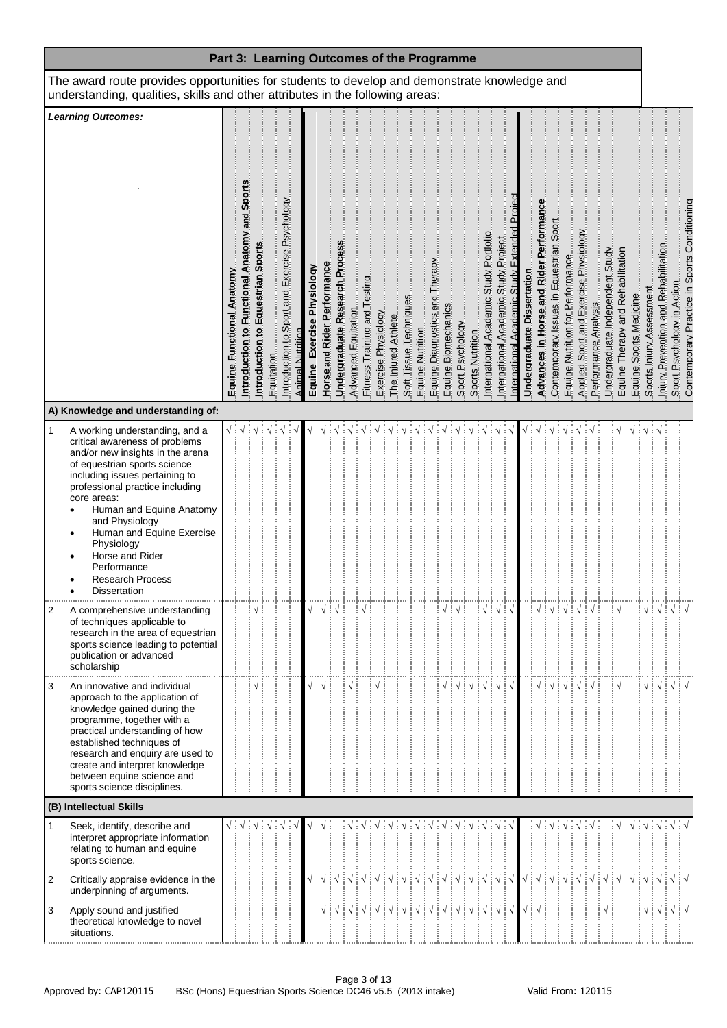## Part 3: Learning Outcomes of the Programme

The award route provides opportunities for students to develop and demonstrate knowledge and understanding, qualities, skills and other attributes in the following areas:

| Learning Outcomes: | Equine Functional Anatomy | Introduction to Functional Anatomy and Sports | Introduction to Equestrian Sports | Equitation | Introduction to Sport and Exercise Psychology | Animal Nutrition | Equine Exercise Physiology | Horse and Rider Performance | Undergraduate Research Process | Advanced Equitation | Fitness Training and Testing | Exercise Physiology | The Injured Athlete | Soft Tissue Techniques | Equine Nutrition | Equine Diagnostics and Therapy | Equine Biomechanics | Sport Psychology | Sports Nutrition | International Academic Study Portfolio | International Academic Study Project | International Academic Study Extended Project | Undergraduate Dissertation | Advances in Horse and Rider Performance | Contemporary Issues in Equestrian Sport | Equine Nutrition for Performance | Applied Sport and Exercise Physiology | Performance Analysis | Undergraduate Independent Study | Equine Therapy and Rehabilitation | Equine Sports Medicine | Sports Injury Assessment | Injury Prevention and Rehabilitation | Sport Psychology in Action | Contemporary Practice in Sports Conditioning |
|---|---|---|---|---|---|---|---|---|---|---|---|---|---|---|---|---|---|---|---|---|---|---|---|---|---|---|---|---|---|---|---|---|---|---|---|
| **A) Knowledge and understanding of:** | | | | | | | | | | | | | | | | | | | | | | | | | | | | | | | | | | | |
| 1 A working understanding, and a critical awareness of problems and/or new insights in the arena of equestrian sports science including issues pertaining to professional practice including core areas: • Human and Equine Anatomy and Physiology • Human and Equine Exercise Physiology • Horse and Rider Performance • Research Process • Dissertation | √ | √ | √ | √ | √ | √ | √ | √ | √ | √ | √ | √ | √ | √ | √ | √ | √ | √ | √ | √ | √ | √ | √ | √ | √ | √ | √ | √ | | √ | √ | √ | √ | | |
| 2 A comprehensive understanding of techniques applicable to research in the area of equestrian sports science leading to potential publication or advanced scholarship | | | √ | | | | √ | √ | √ | | √ | | | | | | √ | √ | | √ | √ | √ | | √ | √ | √ | √ | √ | | √ | | √ | √ | √ | √ |
| 3 An innovative and individual approach to the application of knowledge gained during the programme, together with a practical understanding of how established techniques of research and enquiry are used to create and interpret knowledge between equine science and sports science disciplines. | | | √ | | | | √ | √ | | √ | | √ | | | | | √ | √ | √ | √ | √ | √ | | √ | √ | √ | √ | √ | | √ | | √ | √ | √ | √ |
| **(B) Intellectual Skills** | | | | | | | | | | | | | | | | | | | | | | | | | | | | | | | | | | | |
| 1 Seek, identify, describe and interpret appropriate information relating to human and equine sports science. | √ | √ | √ | √ | √ | √ | √ | √ | | √ | √ | √ | √ | √ | √ | √ | √ | √ | √ | √ | √ | √ | | √ | √ | √ | √ | √ | | √ | √ | | √ | √ | √ |
| 2 Critically appraise evidence in the underpinning of arguments. | | | | | | | √ | √ | √ | √ | √ | √ | √ | √ | √ | √ | √ | √ | √ | √ | √ | √ | √ | √ | √ | √ | √ | √ | √ | √ | √ | √ | √ | √ | √ |
| 3 Apply sound and justified theoretical knowledge to novel situations. | | | | | | | | √ | √ | √ | √ | √ | √ | √ | √ | √ | √ | √ | √ | √ | √ | √ | √ | √ | | | | | √ | | | √ | √ | √ | √ |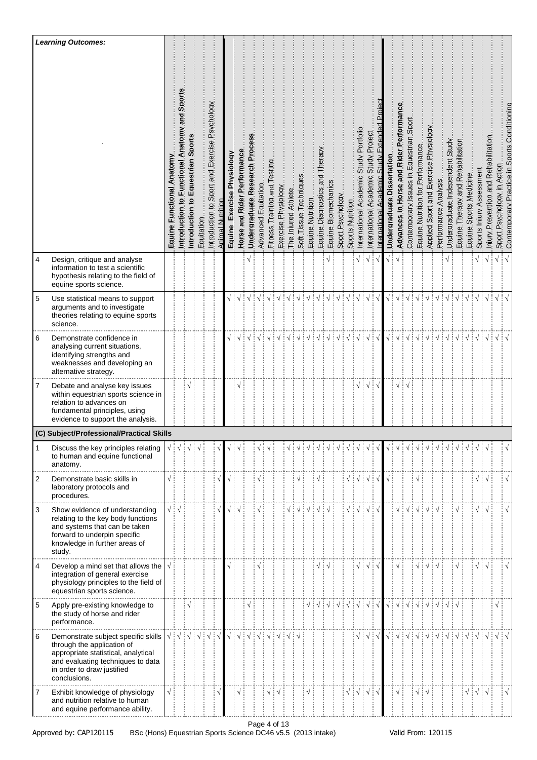| | Learning Outcomes: | Equine Functional Anatomy | Introduction to Functional Anatomy and Sports | Introduction to Equestrian Sports | Equitation | Introduction to Sport and Exercise Psychology | Animal Nutrition | Equine Exercise Physiology | Horse and Rider Performance | Undergraduate Research Process | Advanced Equitation | Fitness, Training and Testing | Exercise Physiology | The Injured Athlete | Soft Tissue Techniques | Equine Nutrition | Equine Diagnostics and Therapy | Equine Biomechanics | Sport Psychology | Sports Nutrition | International Academic Study Portfolio | International Academic Study Project | International Academic Study Extended Project | Undergraduate Dissertation | Advances in Horse and Rider Performance | Contemporary Issues in Equestrian Sport | Equine Nutrition for Performance | Applied Sport and Exercise Physiology | Performance Analysis | Undergraduate Independent Study | Equine Therapy and Rehabilitation | Equine Sports Medicine | Sports Injury Assessment | Injury Prevention and Rehabilitation | Sport Psychology in Action | Contemporary Practice in Sports Conditioning |
|---|---|---|---|---|---|---|---|---|---|---|---|---|---|---|---|---|---|---|---|---|---|---|---|---|---|---|---|---|---|---|---|---|---|---|---|---|
| 4 | Design, critique and analyse information to test a scientific hypothesis relating to the field of equine sports science. | | | | | | | | | √ | | | | | | | | √ | | | √ | √ | √ | √ | √ | | | | | √ | | | √ | √ | √ | √ |
| 5 | Use statistical means to support arguments and to investigate theories relating to equine sports science. | | | | | | | √ | √ | √ | √ | √ | √ | √ | √ | √ | √ | √ | √ | √ | √ | √ | √ | √ | √ | √ | √ | √ | √ | √ | √ | √ | √ | √ | √ | √ |
| 6 | Demonstrate confidence in analysing current situations, identifying strengths and weaknesses and developing an alternative strategy. | | | | | | | √ | √ | √ | √ | √ | √ | √ | √ | √ | √ | √ | √ | √ | √ | √ | √ | √ | √ | √ | √ | √ | √ | √ | √ | √ | √ | √ | √ | √ |
| 7 | Debate and analyse key issues within equestrian sports science in relation to advances on fundamental principles, using evidence to support the analysis. | | | √ | | | | | √ | | | | | | | | | | | | √ | √ | √ | | √ | √ | | | | | | | | | | |
| **(C) Subject/Professional/Practical Skills** | | | | | | | | | | | | | | | | | | | | | | | | | | | | | | | | | | | | |
| 1 | Discuss the key principles relating to human and equine functional anatomy. | √ | √ | √ | √ | | √ | √ | √ | | √ | √ | | √ | √ | √ | √ | √ | √ | √ | √ | √ | √ | √ | √ | √ | √ | √ | √ | √ | √ | √ | √ | √ | | √ |
| 2 | Demonstrate basic skills in laboratory protocols and procedures. | √ | | | | | √ | √ | | | √ | | | | √ | | √ | | | √ | √ | √ | √ | √ | | | √ | | | | | | √ | √ | | √ |
| 3 | Show evidence of understanding relating to the key body functions and systems that can be taken forward to underpin specific knowledge in further areas of study. | √ | √ | | | | √ | √ | √ | | √ | | | √ | √ | √ | √ | √ | | √ | √ | √ | √ | | √ | √ | √ | √ | √ | | √ | | √ | √ | | √ |
| 4 | Develop a mind set that allows the integration of general exercise physiology principles to the field of equestrian sports science. | √ | | | | | | √ | | | √ | | | | | | √ | √ | | | √ | √ | √ | | √ | | √ | √ | √ | | √ | | √ | √ | | √ |
| 5 | Apply pre-existing knowledge to the study of horse and rider performance. | | | √ | | | | | | √ | | | | | | √ | √ | √ | √ | √ | √ | √ | √ | √ | √ | √ | √ | √ | √ | √ | √ | | | | √ | |
| 6 | Demonstrate subject specific skills through the application of appropriate statistical, analytical and evaluating techniques to data in order to draw justified conclusions. | √ | √ | √ | √ | √ | √ | √ | √ | √ | √ | √ | √ | √ | √ | | | | | | √ | √ | √ | √ | √ | √ | √ | √ | √ | √ | √ | √ | √ | √ | √ | √ |
| 7 | Exhibit knowledge of physiology and nutrition relative to human and equine performance ability. | √ | | | | | √ | | √ | | | √ | √ | | | √ | | | | √ | √ | √ | √ | | √ | | √ | √ | | | | √ | √ | √ | | √ |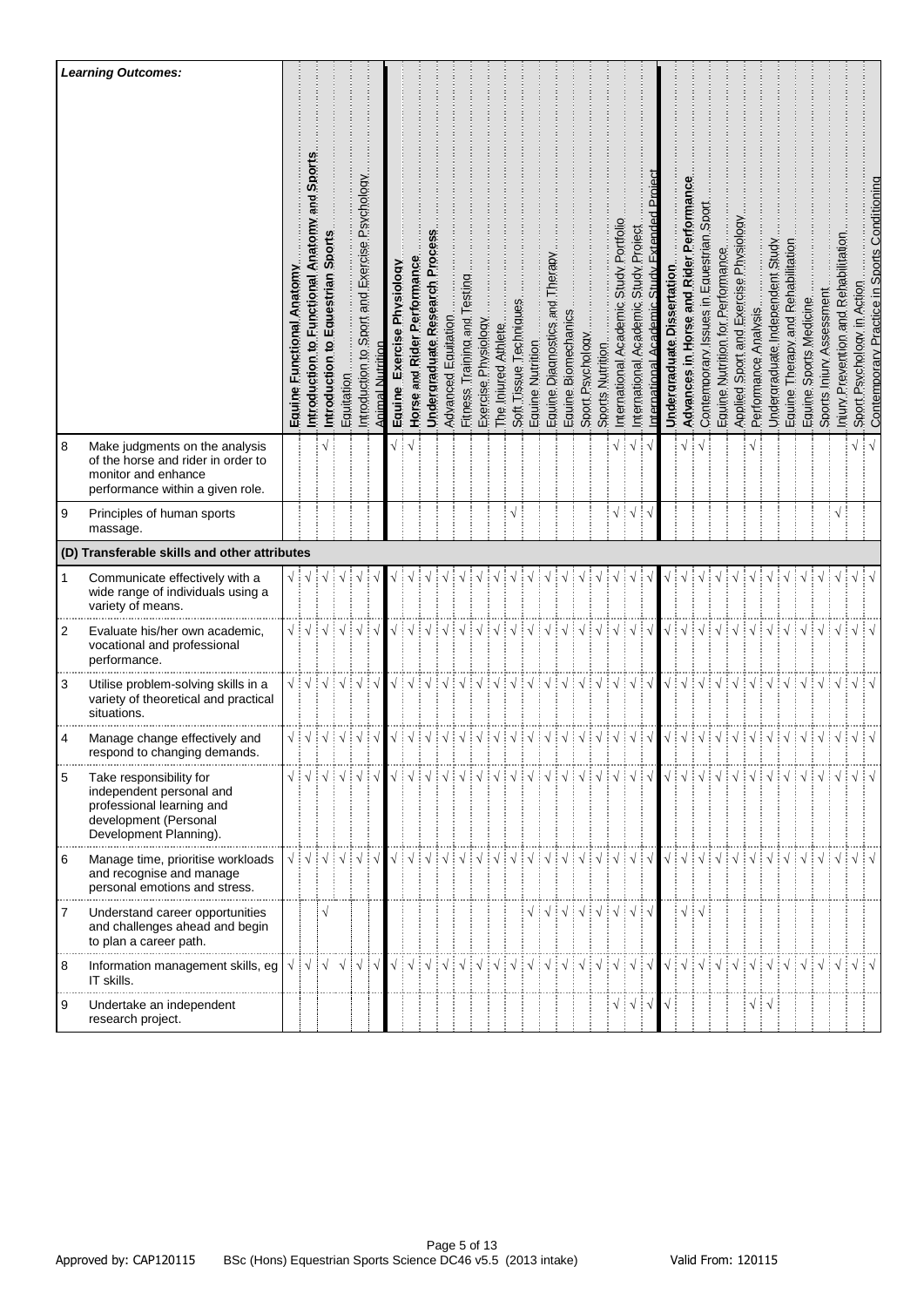| | Learning Outcomes: | Equine Functional Anatomy | Introduction to Functional Anatomy and Sports | Introduction to Equestrian Sports | Equitation | Introduction to Sport and Exercise Psychology | Animal Nutrition | Equine Exercise Physiology | Horse and Rider Performance | Undergraduate Research Process | Advanced Equitation | Fitness, Training and Testing | Exercise Physiology | The Injured Athlete | Soft Tissue Techniques | Equine Nutrition | Equine Diagnostics and Therapy | Equine Biomechanics | Sport Psychology | Sports Nutrition | International Academic Study Portfolio | International Academic Study Project | International Academic Study Extended Project | Undergraduate Dissertation | Advances in Horse and Rider Performance | Contemporary Issues in Equestrian Sport | Equine Nutrition for Performance | Applied Sport and Exercise Physiology | Performance Analysis | Undergraduate Independent Study | Equine Therapy and Rehabilitation | Equine Sports Medicine | Sports Injury Assessment | Injury Prevention and Rehabilitation | Sport Psychology in Action | Contemporary Practice in Sports Conditioning |
|---|---|---|---|---|---|---|---|---|---|---|---|---|---|---|---|---|---|---|---|---|---|---|---|---|---|---|---|---|---|---|---|---|---|---|---|---|
| 8 | Make judgments on the analysis of the horse and rider in order to monitor and enhance performance within a given role. | | | √ | | | | √ | √ | | | | | | | | | | | | √ | √ | √ | | √ | √ | | | √ | | | | | | √ | √ |
| 9 | Principles of human sports massage. | | | | | | | | | | | | | | √ | | | | | | √ | √ | √ | | | | | | | | | | | √ | | |
| **(D) Transferable skills and other attributes** | | | | | | | | | | | | | | | | | | | | | | | | | | | | | | | | | | | | |
| 1 | Communicate effectively with a wide range of individuals using a variety of means. | √ | √ | √ | √ | √ | √ | √ | √ | √ | √ | √ | √ | √ | √ | √ | √ | √ | √ | √ | √ | √ | √ | √ | √ | √ | √ | √ | √ | √ | √ | √ | √ | √ | √ | √ |
| 2 | Evaluate his/her own academic, vocational and professional performance. | √ | √ | √ | √ | √ | √ | √ | √ | √ | √ | √ | √ | √ | √ | √ | √ | √ | √ | √ | √ | √ | √ | √ | √ | √ | √ | √ | √ | √ | √ | √ | √ | √ | √ | √ |
| 3 | Utilise problem-solving skills in a variety of theoretical and practical situations. | √ | √ | √ | √ | √ | √ | √ | √ | √ | √ | √ | √ | √ | √ | √ | √ | √ | √ | √ | √ | √ | √ | √ | √ | √ | √ | √ | √ | √ | √ | √ | √ | √ | √ | √ |
| 4 | Manage change effectively and respond to changing demands. | √ | √ | √ | √ | √ | √ | √ | √ | √ | √ | √ | √ | √ | √ | √ | √ | √ | √ | √ | √ | √ | √ | √ | √ | √ | √ | √ | √ | √ | √ | √ | √ | √ | √ | √ |
| 5 | Take responsibility for independent personal and professional learning and development (Personal Development Planning). | √ | √ | √ | √ | √ | √ | √ | √ | √ | √ | √ | √ | √ | √ | √ | √ | √ | √ | √ | √ | √ | √ | √ | √ | √ | √ | √ | √ | √ | √ | √ | √ | √ | √ | √ |
| 6 | Manage time, prioritise workloads and recognise and manage personal emotions and stress. | √ | √ | √ | √ | √ | √ | √ | √ | √ | √ | √ | √ | √ | √ | √ | √ | √ | √ | √ | √ | √ | √ | √ | √ | √ | √ | √ | √ | √ | √ | √ | √ | √ | √ | √ |
| 7 | Understand career opportunities and challenges ahead and begin to plan a career path. | | | √ | | | | | | | | | | | | √ | √ | √ | √ | √ | √ | √ | √ | | √ | √ | | | | | | | | | | |
| 8 | Information management skills, eg IT skills. | √ | √ | √ | √ | √ | √ | √ | √ | √ | √ | √ | √ | √ | √ | √ | √ | √ | √ | √ | √ | √ | √ | √ | √ | √ | √ | √ | √ | √ | √ | √ | √ | √ | √ | √ |
| 9 | Undertake an independent research project. | | | | | | | | | | | | | | | | | | | | √ | √ | √ | √ | | | | | √ | √ | | | | | | |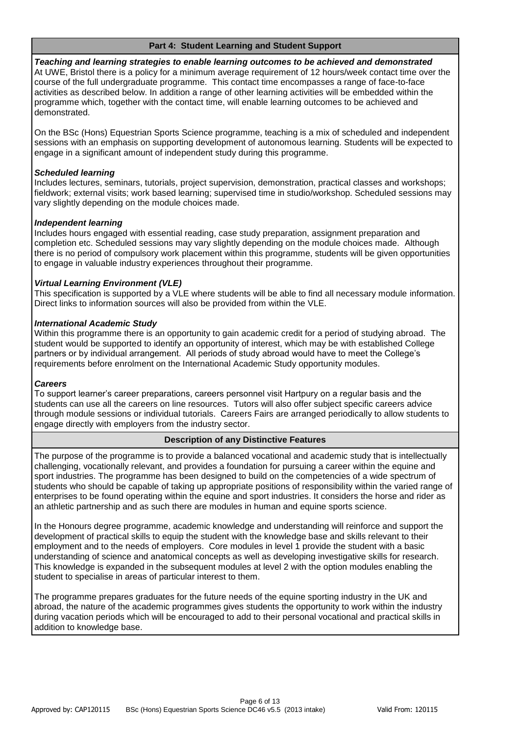## Part 4: Student Learning and Student Support

***Teaching and learning strategies to enable learning outcomes to be achieved and demonstrated***

At UWE, Bristol there is a policy for a minimum average requirement of 12 hours/week contact time over the course of the full undergraduate programme. This contact time encompasses a range of face-to-face activities as described below. In addition a range of other learning activities will be embedded within the programme which, together with the contact time, will enable learning outcomes to be achieved and demonstrated.

On the BSc (Hons) Equestrian Sports Science programme, teaching is a mix of scheduled and independent sessions with an emphasis on supporting development of autonomous learning. Students will be expected to engage in a significant amount of independent study during this programme.

***Scheduled learning***

Includes lectures, seminars, tutorials, project supervision, demonstration, practical classes and workshops; fieldwork; external visits; work based learning; supervised time in studio/workshop. Scheduled sessions may vary slightly depending on the module choices made.

***Independent learning***

Includes hours engaged with essential reading, case study preparation, assignment preparation and completion etc. Scheduled sessions may vary slightly depending on the module choices made. Although there is no period of compulsory work placement within this programme, students will be given opportunities to engage in valuable industry experiences throughout their programme.

***Virtual Learning Environment (VLE)***

This specification is supported by a VLE where students will be able to find all necessary module information. Direct links to information sources will also be provided from within the VLE.

***International Academic Study***

Within this programme there is an opportunity to gain academic credit for a period of studying abroad. The student would be supported to identify an opportunity of interest, which may be with established College partners or by individual arrangement. All periods of study abroad would have to meet the College's requirements before enrolment on the International Academic Study opportunity modules.

***Careers***

To support learner's career preparations, careers personnel visit Hartpury on a regular basis and the students can use all the careers on line resources. Tutors will also offer subject specific careers advice through module sessions or individual tutorials. Careers Fairs are arranged periodically to allow students to engage directly with employers from the industry sector.

## Description of any Distinctive Features

The purpose of the programme is to provide a balanced vocational and academic study that is intellectually challenging, vocationally relevant, and provides a foundation for pursuing a career within the equine and sport industries. The programme has been designed to build on the competencies of a wide spectrum of students who should be capable of taking up appropriate positions of responsibility within the varied range of enterprises to be found operating within the equine and sport industries. It considers the horse and rider as an athletic partnership and as such there are modules in human and equine sports science.

In the Honours degree programme, academic knowledge and understanding will reinforce and support the development of practical skills to equip the student with the knowledge base and skills relevant to their employment and to the needs of employers. Core modules in level 1 provide the student with a basic understanding of science and anatomical concepts as well as developing investigative skills for research. This knowledge is expanded in the subsequent modules at level 2 with the option modules enabling the student to specialise in areas of particular interest to them.

The programme prepares graduates for the future needs of the equine sporting industry in the UK and abroad, the nature of the academic programmes gives students the opportunity to work within the industry during vacation periods which will be encouraged to add to their personal vocational and practical skills in addition to knowledge base.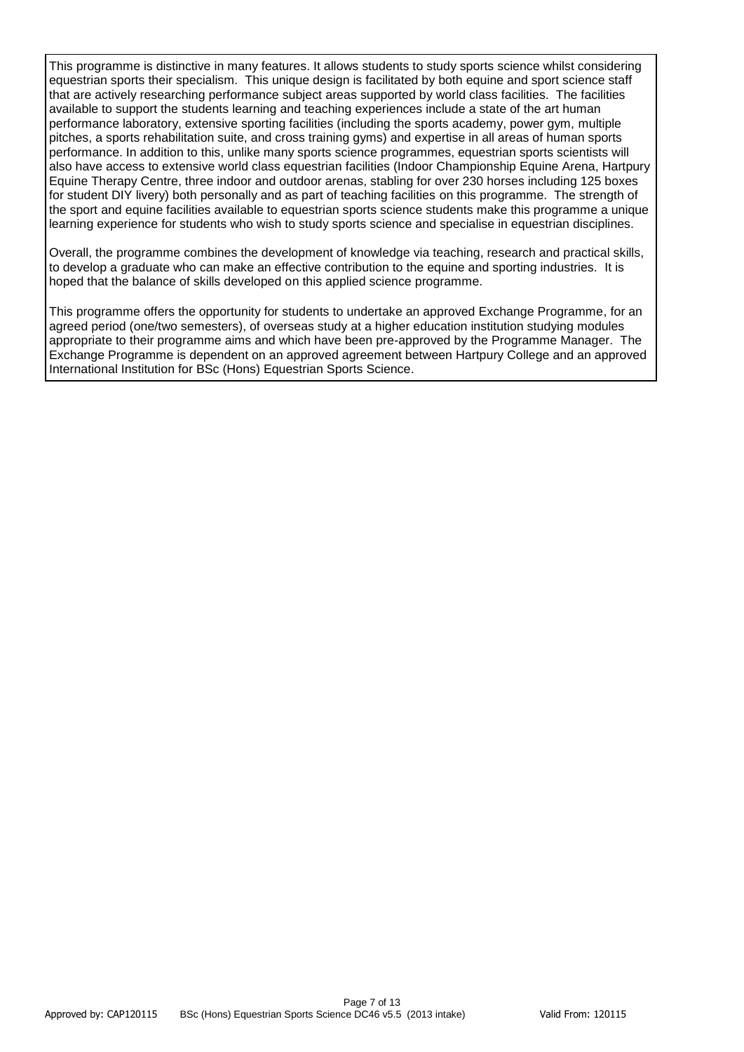This programme is distinctive in many features. It allows students to study sports science whilst considering equestrian sports their specialism. This unique design is facilitated by both equine and sport science staff that are actively researching performance subject areas supported by world class facilities. The facilities available to support the students learning and teaching experiences include a state of the art human performance laboratory, extensive sporting facilities (including the sports academy, power gym, multiple pitches, a sports rehabilitation suite, and cross training gyms) and expertise in all areas of human sports performance. In addition to this, unlike many sports science programmes, equestrian sports scientists will also have access to extensive world class equestrian facilities (Indoor Championship Equine Arena, Hartpury Equine Therapy Centre, three indoor and outdoor arenas, stabling for over 230 horses including 125 boxes for student DIY livery) both personally and as part of teaching facilities on this programme. The strength of the sport and equine facilities available to equestrian sports science students make this programme a unique learning experience for students who wish to study sports science and specialise in equestrian disciplines.

Overall, the programme combines the development of knowledge via teaching, research and practical skills, to develop a graduate who can make an effective contribution to the equine and sporting industries. It is hoped that the balance of skills developed on this applied science programme.

This programme offers the opportunity for students to undertake an approved Exchange Programme, for an agreed period (one/two semesters), of overseas study at a higher education institution studying modules appropriate to their programme aims and which have been pre-approved by the Programme Manager. The Exchange Programme is dependent on an approved agreement between Hartpury College and an approved International Institution for BSc (Hons) Equestrian Sports Science.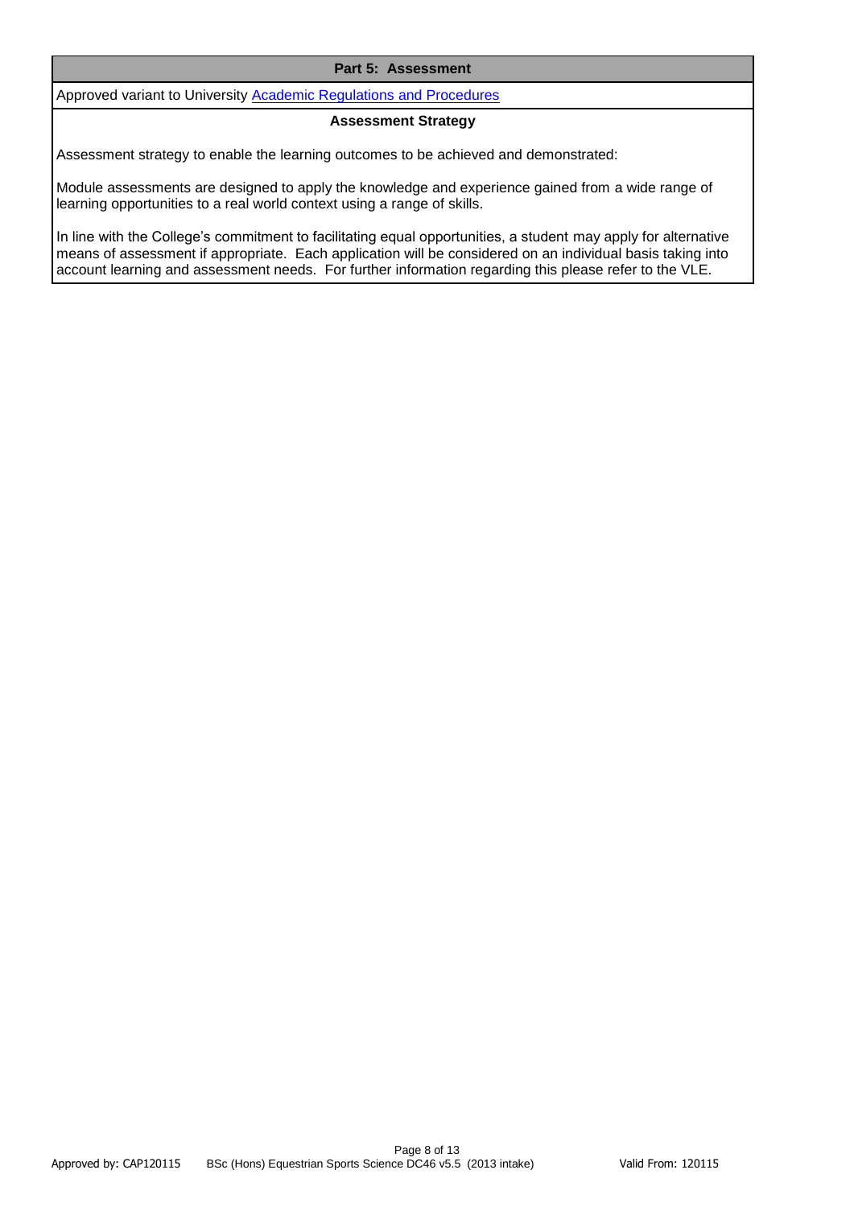## Part 5: Assessment

Approved variant to University Academic Regulations and Procedures

### Assessment Strategy

Assessment strategy to enable the learning outcomes to be achieved and demonstrated:

Module assessments are designed to apply the knowledge and experience gained from a wide range of learning opportunities to a real world context using a range of skills.

In line with the College's commitment to facilitating equal opportunities, a student may apply for alternative means of assessment if appropriate. Each application will be considered on an individual basis taking into account learning and assessment needs. For further information regarding this please refer to the VLE.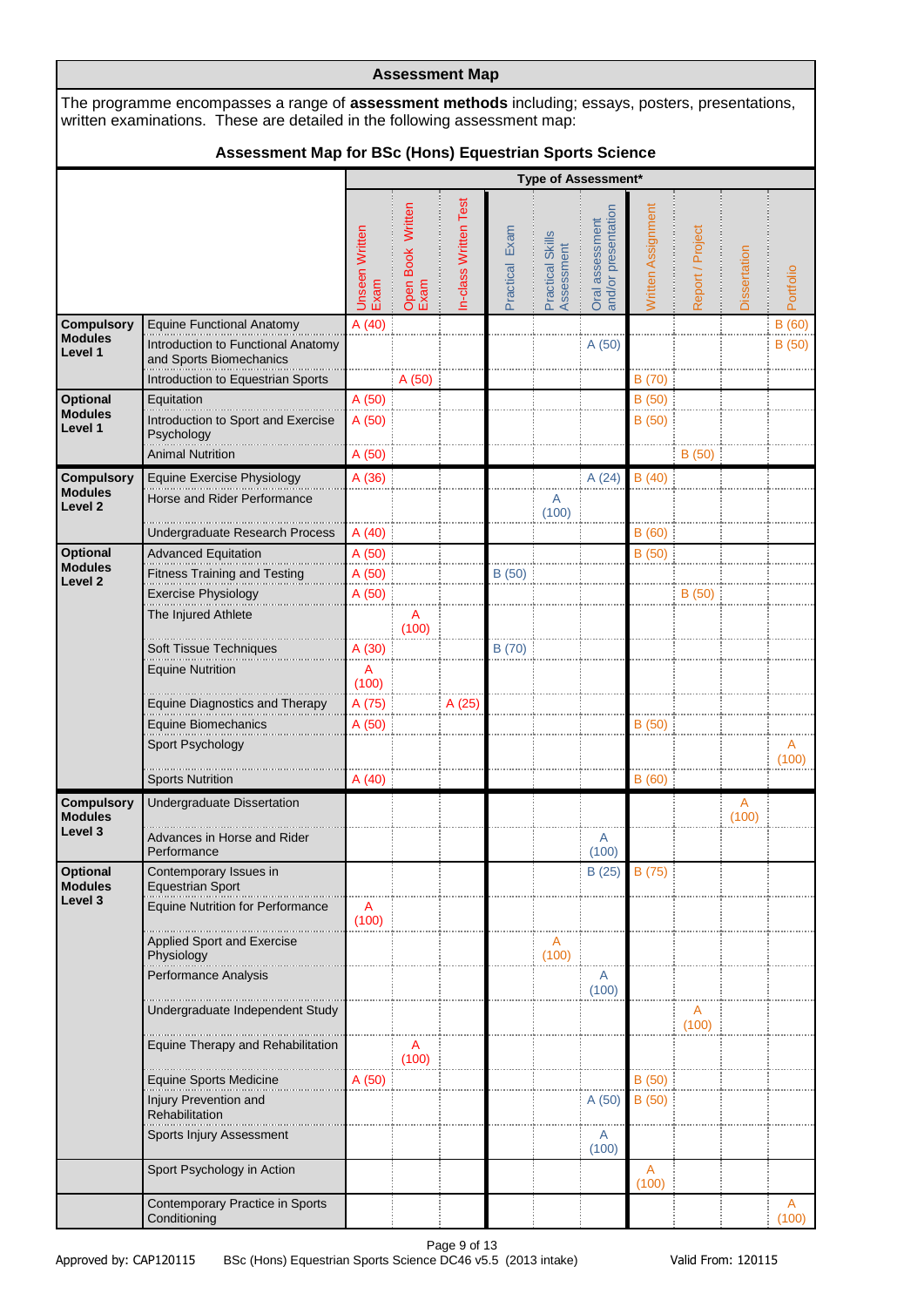## Assessment Map

The programme encompasses a range of **assessment methods** including; essays, posters, presentations, written examinations. These are detailed in the following assessment map:

### Assessment Map for BSc (Hons) Equestrian Sports Science

| | | Type of Assessment* | | | | | | | | | |
|---|---|---|---|---|---|---|---|---|---|---|---|
| | | Unseen Written Exam | Open Book Written Exam | In-class Written Test | Practical Exam | Practical Skills Assessment | Oral assessment and/or presentation | Written Assignment | Report / Project | Dissertation | Portfolio |
| **Compulsory Modules Level 1** | Equine Functional Anatomy | A (40) | | | | | | | | | B (60) |
| | Introduction to Functional Anatomy and Sports Biomechanics | | | | | | A (50) | | | | B (50) |
| | Introduction to Equestrian Sports | | A (50) | | | | | B (70) | | | |
| **Optional Modules Level 1** | Equitation | A (50) | | | | | | B (50) | | | |
| | Introduction to Sport and Exercise Psychology | A (50) | | | | | | B (50) | | | |
| | Animal Nutrition | A (50) | | | | | | | B (50) | | |
| **Compulsory Modules Level 2** | Equine Exercise Physiology | A (36) | | | | | A (24) | B (40) | | | |
| | Horse and Rider Performance | | | | | A (100) | | | | | |
| | Undergraduate Research Process | A (40) | | | | | | B (60) | | | |
| **Optional Modules Level 2** | Advanced Equitation | A (50) | | | | | | B (50) | | | |
| | Fitness Training and Testing | A (50) | | | B (50) | | | | | | |
| | Exercise Physiology | A (50) | | | | | | | B (50) | | |
| | The Injured Athlete | | A (100) | | | | | | | | |
| | Soft Tissue Techniques | A (30) | | | B (70) | | | | | | |
| | Equine Nutrition | A (100) | | | | | | | | | |
| | Equine Diagnostics and Therapy | A (75) | | A (25) | | | | | | | |
| | Equine Biomechanics | A (50) | | | | | | B (50) | | | |
| | Sport Psychology | | | | | | | | | | A (100) |
| | Sports Nutrition | A (40) | | | | | | B (60) | | | |
| **Compulsory Modules Level 3** | Undergraduate Dissertation | | | | | | | | | A (100) | |
| | Advances in Horse and Rider Performance | | | | | | A (100) | | | | |
| **Optional Modules Level 3** | Contemporary Issues in Equestrian Sport | | | | | | B (25) | B (75) | | | |
| | Equine Nutrition for Performance | A (100) | | | | | | | | | |
| | Applied Sport and Exercise Physiology | | | | | A (100) | | | | | |
| | Performance Analysis | | | | | | A (100) | | | | |
| | Undergraduate Independent Study | | | | | | | | A (100) | | |
| | Equine Therapy and Rehabilitation | | A (100) | | | | | | | | |
| | Equine Sports Medicine | A (50) | | | | | | B (50) | | | |
| | Injury Prevention and Rehabilitation | | | | | | A (50) | B (50) | | | |
| | Sports Injury Assessment | | | | | | A (100) | | | | |
| | Sport Psychology in Action | | | | | | | A (100) | | | |
| | Contemporary Practice in Sports Conditioning | | | | | | | | | | A (100) |

Approved by: CAP120115 BSc (Hons) Equestrian Sports Science DC46 v5.5 (2013 intake) Valid From: 120115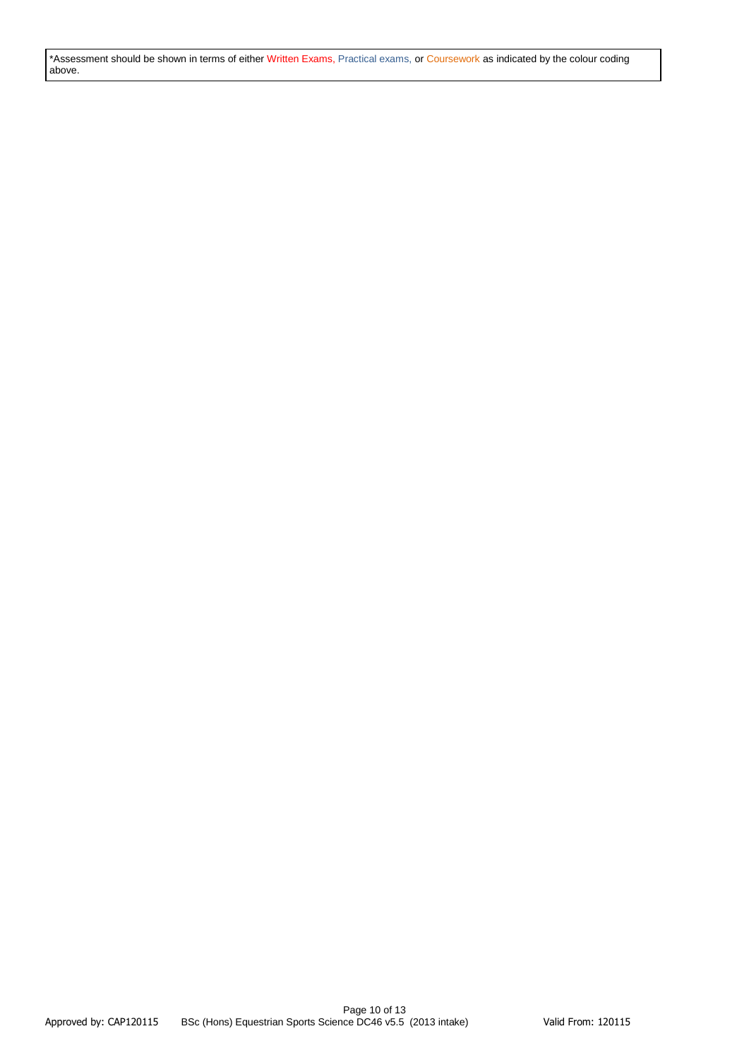*Assessment should be shown in terms of either Written Exams, Practical exams, or Coursework as indicated by the colour coding above.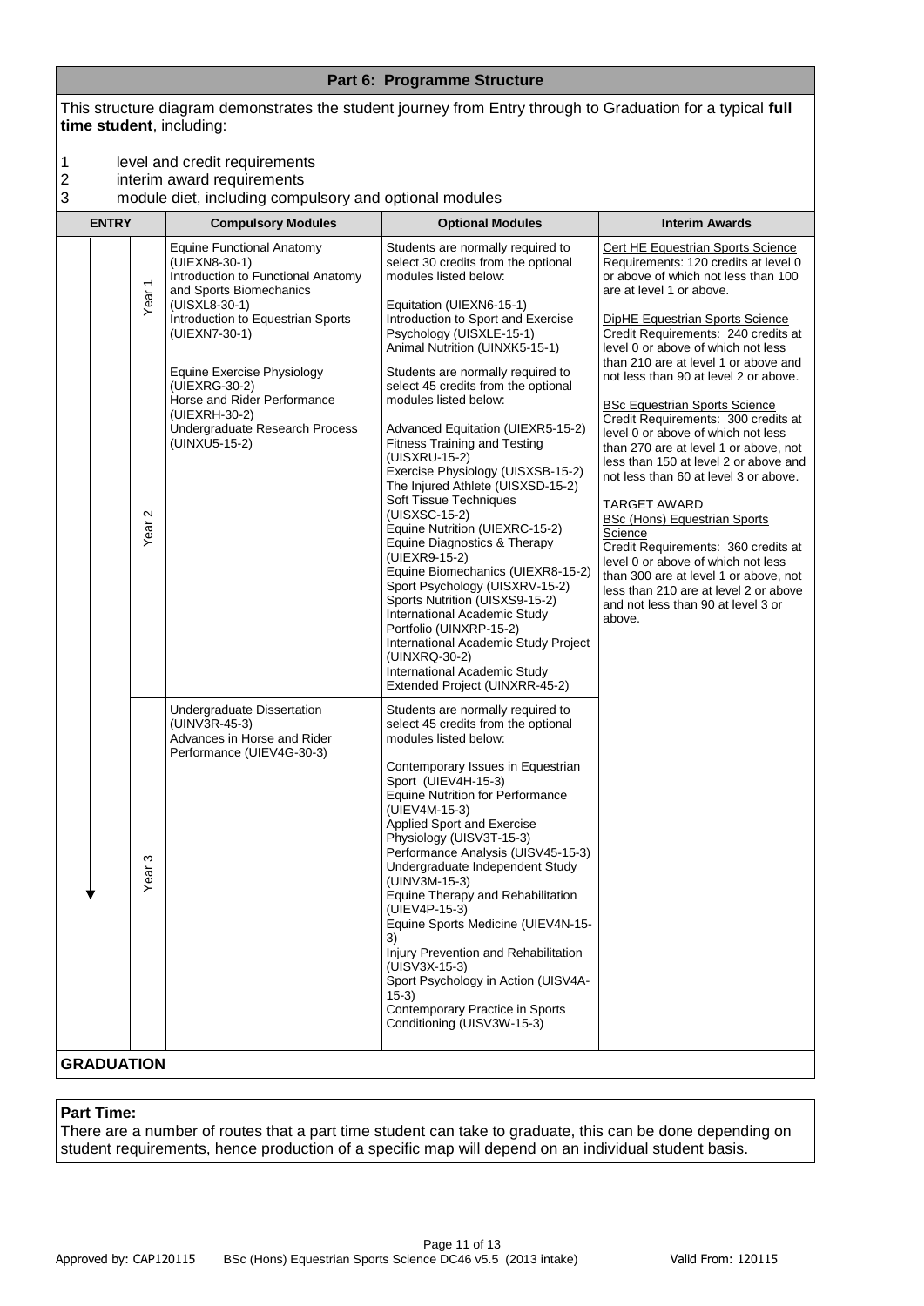## Part 6: Programme Structure

This structure diagram demonstrates the student journey from Entry through to Graduation for a typical **full time student**, including:

1. level and credit requirements
2. interim award requirements
3. module diet, including compulsory and optional modules

| ENTRY | | Compulsory Modules | Optional Modules | Interim Awards |
|---|---|---|---|---|
| ↓ | Year 1 | Equine Functional Anatomy (UIEXN8-30-1)<br>Introduction to Functional Anatomy and Sports Biomechanics (UISXL8-30-1)<br>Introduction to Equestrian Sports (UIEXN7-30-1) | Students are normally required to select 30 credits from the optional modules listed below:<br><br>Equitation (UIEXN6-15-1)<br>Introduction to Sport and Exercise Psychology (UISXLE-15-1)<br>Animal Nutrition (UINXK5-15-1) | Cert HE Equestrian Sports Science<br>Requirements: 120 credits at level 0 or above of which not less than 100 are at level 1 or above.<br><br>DipHE Equestrian Sports Science<br>Credit Requirements: 240 credits at level 0 or above of which not less than 210 are at level 1 or above and not less than 90 at level 2 or above.<br><br>BSc Equestrian Sports Science<br>Credit Requirements: 300 credits at level 0 or above of which not less than 270 are at level 1 or above, not less than 150 at level 2 or above and not less than 60 at level 3 or above.<br><br>TARGET AWARD<br>BSc (Hons) Equestrian Sports Science<br>Credit Requirements: 360 credits at level 0 or above of which not less than 300 are at level 1 or above, not less than 210 are at level 2 or above and not less than 90 at level 3 or above. |
| | Year 2 | Equine Exercise Physiology (UIEXRG-30-2)<br>Horse and Rider Performance (UIEXRH-30-2)<br>Undergraduate Research Process (UINXU5-15-2) | Students are normally required to select 45 credits from the optional modules listed below:<br><br>Advanced Equitation (UIEXR5-15-2)<br>Fitness Training and Testing (UISXRU-15-2)<br>Exercise Physiology (UISXSB-15-2)<br>The Injured Athlete (UISXSD-15-2)<br>Soft Tissue Techniques (UISXSC-15-2)<br>Equine Nutrition (UIEXRC-15-2)<br>Equine Diagnostics & Therapy (UIEXR9-15-2)<br>Equine Biomechanics (UIEXR8-15-2)<br>Sport Psychology (UISXRV-15-2)<br>Sports Nutrition (UISXS9-15-2)<br>International Academic Study Portfolio (UINXRP-15-2)<br>International Academic Study Project (UINXRQ-30-2)<br>International Academic Study Extended Project (UINXRR-45-2) | |
| | Year 3 | Undergraduate Dissertation (UINV3R-45-3)<br>Advances in Horse and Rider Performance (UIEV4G-30-3) | Students are normally required to select 45 credits from the optional modules listed below:<br><br>Contemporary Issues in Equestrian Sport (UIEV4H-15-3)<br>Equine Nutrition for Performance (UIEV4M-15-3)<br>Applied Sport and Exercise Physiology (UISV3T-15-3)<br>Performance Analysis (UISV45-15-3)<br>Undergraduate Independent Study (UINV3M-15-3)<br>Equine Therapy and Rehabilitation (UIEV4P-15-3)<br>Equine Sports Medicine (UIEV4N-15-3)<br>Injury Prevention and Rehabilitation (UISV3X-15-3)<br>Sport Psychology in Action (UISV4A-15-3)<br>Contemporary Practice in Sports Conditioning (UISV3W-15-3) | |
| **GRADUATION** | | | | |

**Part Time:**
There are a number of routes that a part time student can take to graduate, this can be done depending on student requirements, hence production of a specific map will depend on an individual student basis.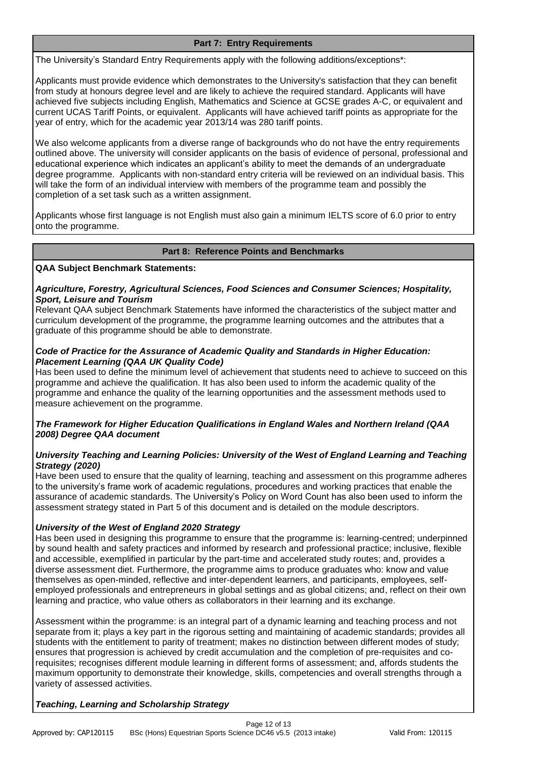## Part 7: Entry Requirements

The University's Standard Entry Requirements apply with the following additions/exceptions*:

Applicants must provide evidence which demonstrates to the University's satisfaction that they can benefit from study at honours degree level and are likely to achieve the required standard. Applicants will have achieved five subjects including English, Mathematics and Science at GCSE grades A-C, or equivalent and current UCAS Tariff Points, or equivalent. Applicants will have achieved tariff points as appropriate for the year of entry, which for the academic year 2013/14 was 280 tariff points.

We also welcome applicants from a diverse range of backgrounds who do not have the entry requirements outlined above. The university will consider applicants on the basis of evidence of personal, professional and educational experience which indicates an applicant's ability to meet the demands of an undergraduate degree programme. Applicants with non-standard entry criteria will be reviewed on an individual basis. This will take the form of an individual interview with members of the programme team and possibly the completion of a set task such as a written assignment.

Applicants whose first language is not English must also gain a minimum IELTS score of 6.0 prior to entry onto the programme.

## Part 8: Reference Points and Benchmarks

**QAA Subject Benchmark Statements:**

***Agriculture, Forestry, Agricultural Sciences, Food Sciences and Consumer Sciences; Hospitality, Sport, Leisure and Tourism***

Relevant QAA subject Benchmark Statements have informed the characteristics of the subject matter and curriculum development of the programme, the programme learning outcomes and the attributes that a graduate of this programme should be able to demonstrate.

***Code of Practice for the Assurance of Academic Quality and Standards in Higher Education: Placement Learning (QAA UK Quality Code)***

Has been used to define the minimum level of achievement that students need to achieve to succeed on this programme and achieve the qualification. It has also been used to inform the academic quality of the programme and enhance the quality of the learning opportunities and the assessment methods used to measure achievement on the programme.

***The Framework for Higher Education Qualifications in England Wales and Northern Ireland (QAA 2008) Degree QAA document***

***University Teaching and Learning Policies: University of the West of England Learning and Teaching Strategy (2020)***

Have been used to ensure that the quality of learning, teaching and assessment on this programme adheres to the university's frame work of academic regulations, procedures and working practices that enable the assurance of academic standards. The University's Policy on Word Count has also been used to inform the assessment strategy stated in Part 5 of this document and is detailed on the module descriptors.

***University of the West of England 2020 Strategy***

Has been used in designing this programme to ensure that the programme is: learning-centred; underpinned by sound health and safety practices and informed by research and professional practice; inclusive, flexible and accessible, exemplified in particular by the part-time and accelerated study routes; and, provides a diverse assessment diet. Furthermore, the programme aims to produce graduates who: know and value themselves as open-minded, reflective and inter-dependent learners, and participants, employees, self-employed professionals and entrepreneurs in global settings and as global citizens; and, reflect on their own learning and practice, who value others as collaborators in their learning and its exchange.

Assessment within the programme: is an integral part of a dynamic learning and teaching process and not separate from it; plays a key part in the rigorous setting and maintaining of academic standards; provides all students with the entitlement to parity of treatment; makes no distinction between different modes of study; ensures that progression is achieved by credit accumulation and the completion of pre-requisites and co-requisites; recognises different module learning in different forms of assessment; and, affords students the maximum opportunity to demonstrate their knowledge, skills, competencies and overall strengths through a variety of assessed activities.

***Teaching, Learning and Scholarship Strategy***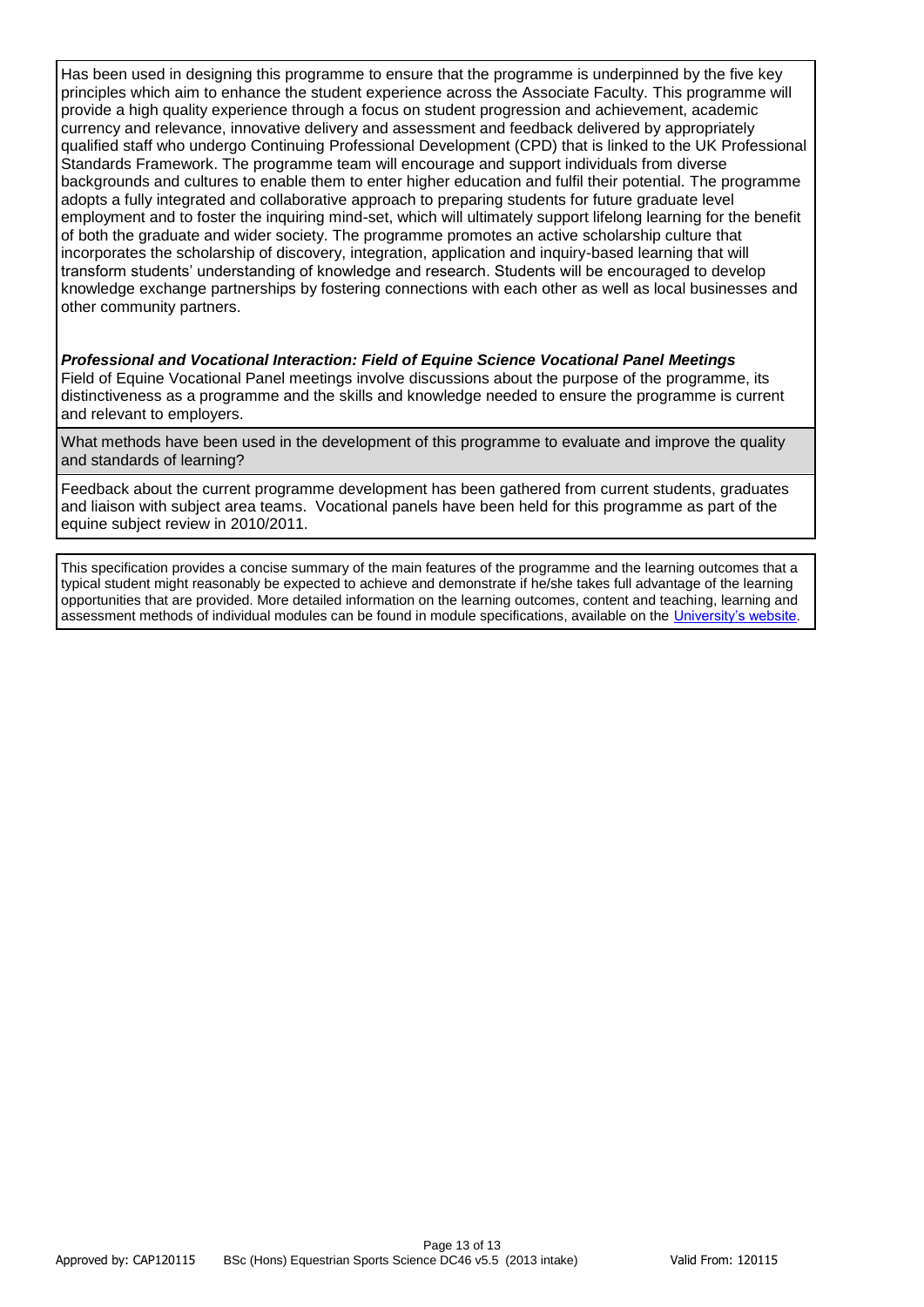Has been used in designing this programme to ensure that the programme is underpinned by the five key principles which aim to enhance the student experience across the Associate Faculty. This programme will provide a high quality experience through a focus on student progression and achievement, academic currency and relevance, innovative delivery and assessment and feedback delivered by appropriately qualified staff who undergo Continuing Professional Development (CPD) that is linked to the UK Professional Standards Framework. The programme team will encourage and support individuals from diverse backgrounds and cultures to enable them to enter higher education and fulfil their potential. The programme adopts a fully integrated and collaborative approach to preparing students for future graduate level employment and to foster the inquiring mind-set, which will ultimately support lifelong learning for the benefit of both the graduate and wider society. The programme promotes an active scholarship culture that incorporates the scholarship of discovery, integration, application and inquiry-based learning that will transform students' understanding of knowledge and research. Students will be encouraged to develop knowledge exchange partnerships by fostering connections with each other as well as local businesses and other community partners.

***Professional and Vocational Interaction: Field of Equine Science Vocational Panel Meetings***

Field of Equine Vocational Panel meetings involve discussions about the purpose of the programme, its distinctiveness as a programme and the skills and knowledge needed to ensure the programme is current and relevant to employers.

What methods have been used in the development of this programme to evaluate and improve the quality and standards of learning?

Feedback about the current programme development has been gathered from current students, graduates and liaison with subject area teams. Vocational panels have been held for this programme as part of the equine subject review in 2010/2011.

This specification provides a concise summary of the main features of the programme and the learning outcomes that a typical student might reasonably be expected to achieve and demonstrate if he/she takes full advantage of the learning opportunities that are provided. More detailed information on the learning outcomes, content and teaching, learning and assessment methods of individual modules can be found in module specifications, available on the University's website.